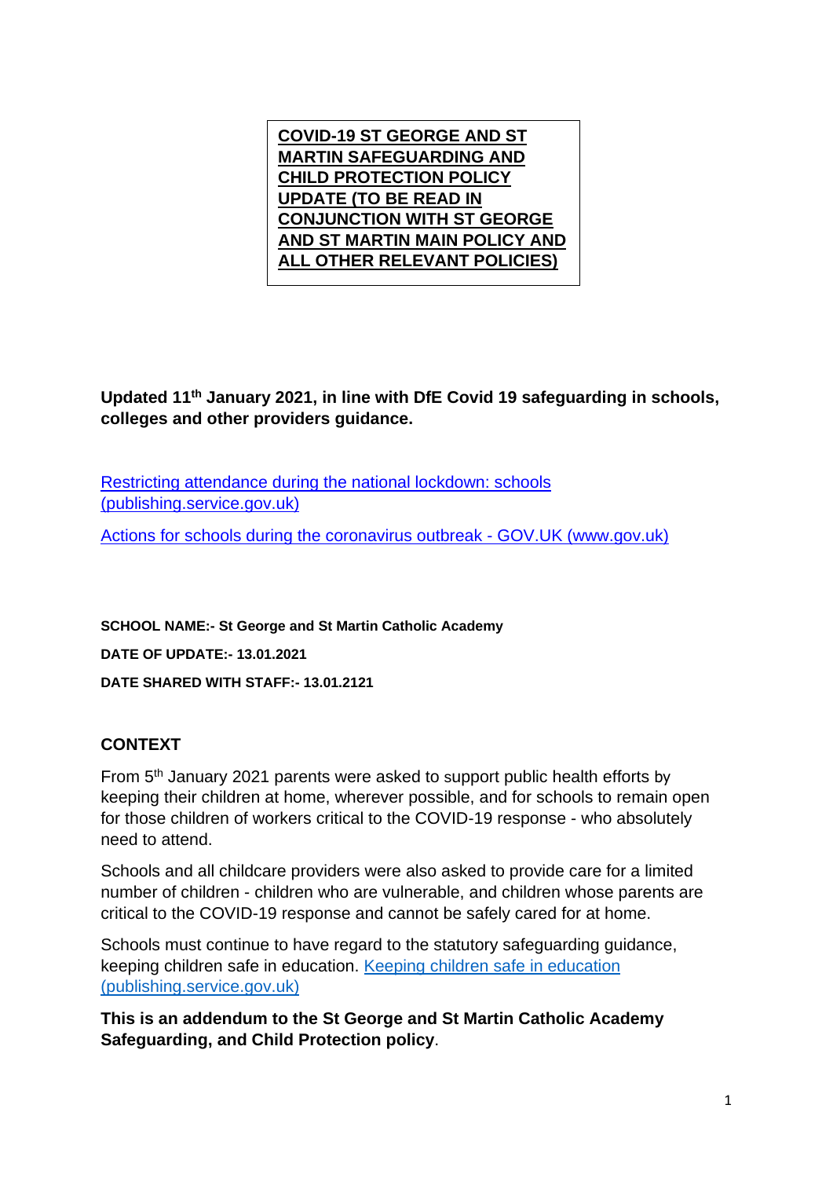# COVID-19 ST GEORGE AND ST MARTIN SAFEGUARDING AND CHILD PROTECTION POLICY UPDATE (TO BE READ IN CONJUNCTION WITH ST GEORGE AND ST MARTIN MAIN POLICY AND ALL OTHER RELEVANT POLICIES)

**Updated 11th January 2021, in line with DfE Covid 19 safeguarding in schools, colleges and other providers guidance.**

[Restricting attendance during the national lockdown: schools (publishing.service.gov.uk)]

[Actions for schools during the coronavirus outbreak - GOV.UK (www.gov.uk)]

**SCHOOL NAME:- St George and St Martin Catholic Academy**

**DATE OF UPDATE:- 13.01.2021**

**DATE SHARED WITH STAFF:- 13.01.2121**

## CONTEXT

From 5th January 2021 parents were asked to support public health efforts by keeping their children at home, wherever possible, and for schools to remain open for those children of workers critical to the COVID-19 response - who absolutely need to attend.

Schools and all childcare providers were also asked to provide care for a limited number of children - children who are vulnerable, and children whose parents are critical to the COVID-19 response and cannot be safely cared for at home.

Schools must continue to have regard to the statutory safeguarding guidance, keeping children safe in education. [Keeping children safe in education (publishing.service.gov.uk)]

**This is an addendum to the St George and St Martin Catholic Academy Safeguarding, and Child Protection policy**.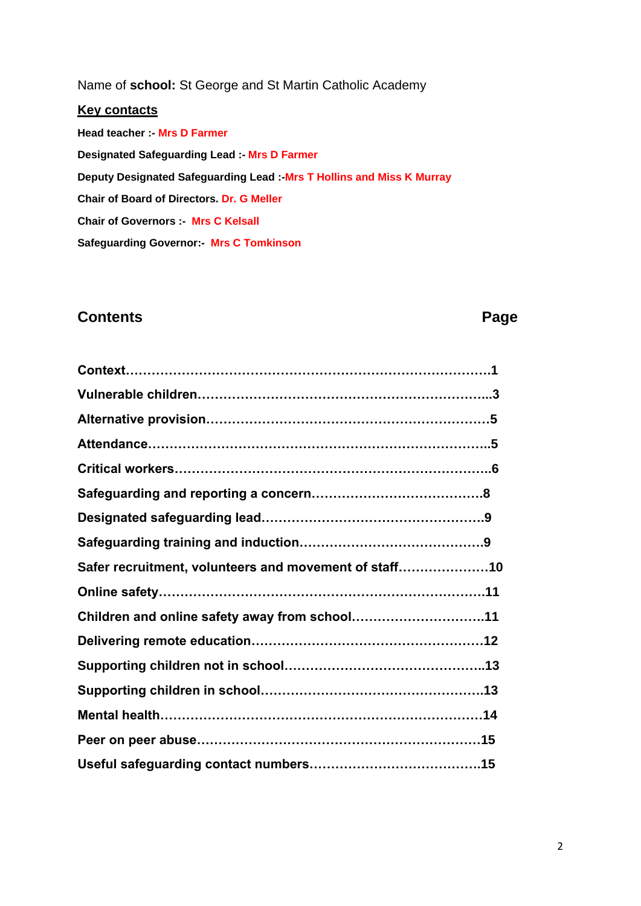Name of **school:** St George and St Martin Catholic Academy

**Key contacts**

**Head teacher :-** **Mrs D Farmer**

**Designated Safeguarding Lead :-** **Mrs D Farmer**

**Deputy Designated Safeguarding Lead :-** **Mrs T Hollins and Miss K Murray**

**Chair of Board of Directors.** **Dr. G Meller**

**Chair of Governors :-** **Mrs C Kelsall**

**Safeguarding Governor:-** **Mrs C Tomkinson**

## Contents

| Contents | Page |
| --- | --- |
| **Context** | **1** |
| **Vulnerable children** | **3** |
| **Alternative provision** | **5** |
| **Attendance** | **5** |
| **Critical workers** | **6** |
| **Safeguarding and reporting a concern** | **8** |
| **Designated safeguarding lead** | **9** |
| **Safeguarding training and induction** | **9** |
| **Safer recruitment, volunteers and movement of staff** | **10** |
| **Online safety** | **11** |
| **Children and online safety away from school** | **11** |
| **Delivering remote education** | **12** |
| **Supporting children not in school** | **13** |
| **Supporting children in school** | **13** |
| **Mental health** | **14** |
| **Peer on peer abuse** | **15** |
| **Useful safeguarding contact numbers** | **15** |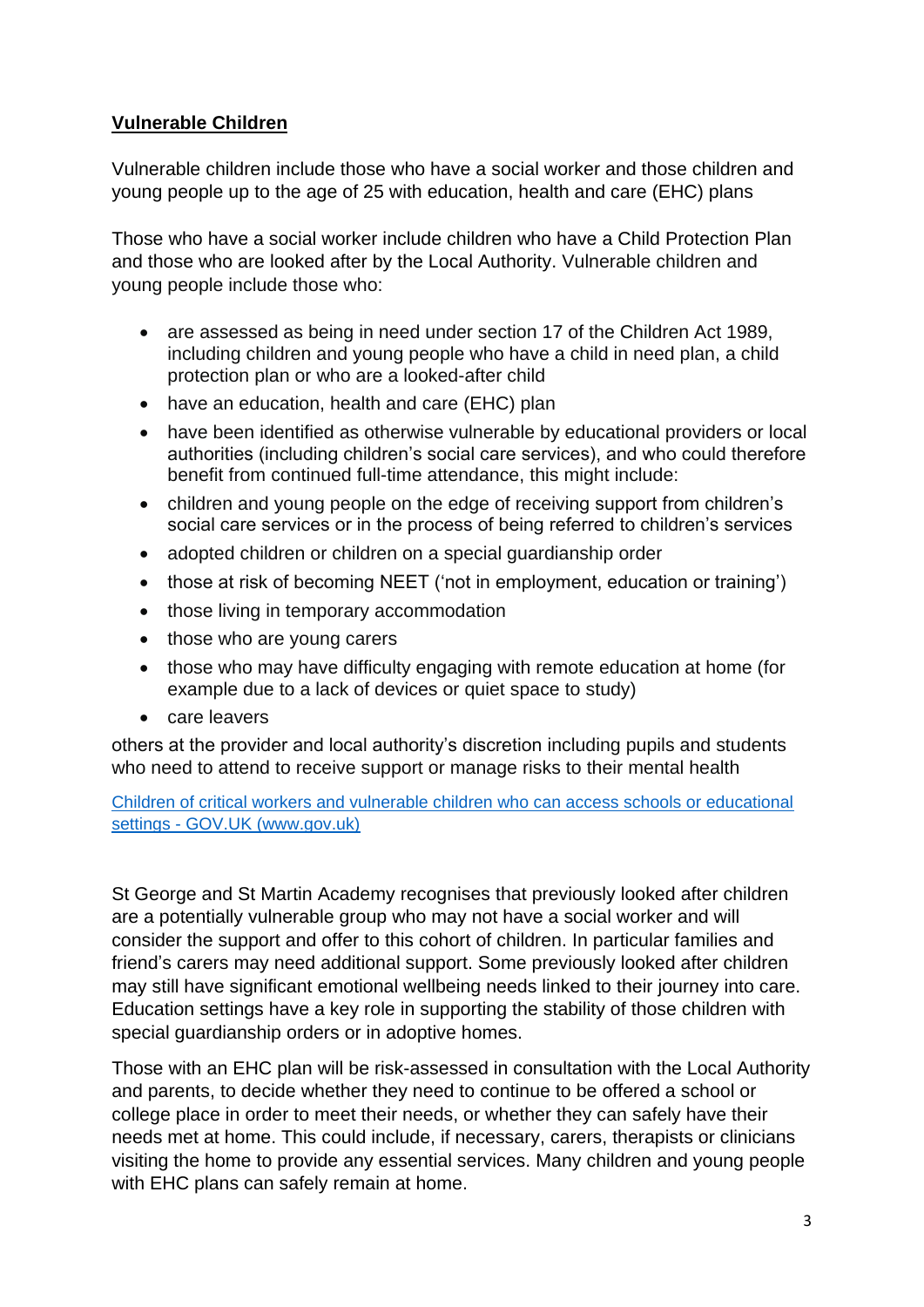**<u>Vulnerable Children</u>**

Vulnerable children include those who have a social worker and those children and young people up to the age of 25 with education, health and care (EHC) plans

Those who have a social worker include children who have a Child Protection Plan and those who are looked after by the Local Authority. Vulnerable children and young people include those who:

- are assessed as being in need under section 17 of the Children Act 1989, including children and young people who have a child in need plan, a child protection plan or who are a looked-after child
- have an education, health and care (EHC) plan
- have been identified as otherwise vulnerable by educational providers or local authorities (including children's social care services), and who could therefore benefit from continued full-time attendance, this might include:
- children and young people on the edge of receiving support from children's social care services or in the process of being referred to children's services
- adopted children or children on a special guardianship order
- those at risk of becoming NEET ('not in employment, education or training')
- those living in temporary accommodation
- those who are young carers
- those who may have difficulty engaging with remote education at home (for example due to a lack of devices or quiet space to study)
- care leavers

others at the provider and local authority's discretion including pupils and students who need to attend to receive support or manage risks to their mental health

[Children of critical workers and vulnerable children who can access schools or educational settings - GOV.UK (www.gov.uk)]()

St George and St Martin Academy recognises that previously looked after children are a potentially vulnerable group who may not have a social worker and will consider the support and offer to this cohort of children. In particular families and friend's carers may need additional support. Some previously looked after children may still have significant emotional wellbeing needs linked to their journey into care. Education settings have a key role in supporting the stability of those children with special guardianship orders or in adoptive homes.

Those with an EHC plan will be risk-assessed in consultation with the Local Authority and parents, to decide whether they need to continue to be offered a school or college place in order to meet their needs, or whether they can safely have their needs met at home. This could include, if necessary, carers, therapists or clinicians visiting the home to provide any essential services. Many children and young people with EHC plans can safely remain at home.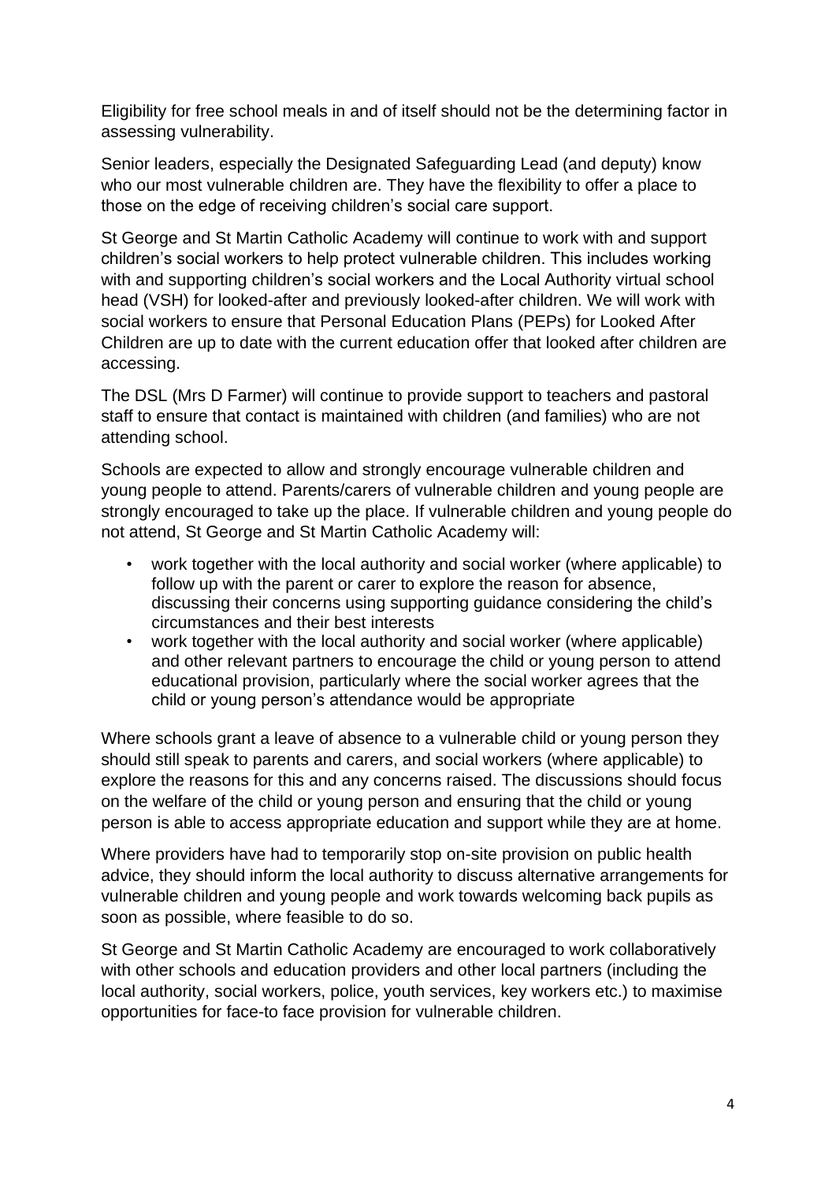Eligibility for free school meals in and of itself should not be the determining factor in assessing vulnerability.

Senior leaders, especially the Designated Safeguarding Lead (and deputy) know who our most vulnerable children are. They have the flexibility to offer a place to those on the edge of receiving children's social care support.

St George and St Martin Catholic Academy will continue to work with and support children's social workers to help protect vulnerable children. This includes working with and supporting children's social workers and the Local Authority virtual school head (VSH) for looked-after and previously looked-after children. We will work with social workers to ensure that Personal Education Plans (PEPs) for Looked After Children are up to date with the current education offer that looked after children are accessing.

The DSL (Mrs D Farmer) will continue to provide support to teachers and pastoral staff to ensure that contact is maintained with children (and families) who are not attending school.

Schools are expected to allow and strongly encourage vulnerable children and young people to attend. Parents/carers of vulnerable children and young people are strongly encouraged to take up the place. If vulnerable children and young people do not attend, St George and St Martin Catholic Academy will:

- work together with the local authority and social worker (where applicable) to follow up with the parent or carer to explore the reason for absence, discussing their concerns using supporting guidance considering the child's circumstances and their best interests
- work together with the local authority and social worker (where applicable) and other relevant partners to encourage the child or young person to attend educational provision, particularly where the social worker agrees that the child or young person's attendance would be appropriate

Where schools grant a leave of absence to a vulnerable child or young person they should still speak to parents and carers, and social workers (where applicable) to explore the reasons for this and any concerns raised. The discussions should focus on the welfare of the child or young person and ensuring that the child or young person is able to access appropriate education and support while they are at home.

Where providers have had to temporarily stop on-site provision on public health advice, they should inform the local authority to discuss alternative arrangements for vulnerable children and young people and work towards welcoming back pupils as soon as possible, where feasible to do so.

St George and St Martin Catholic Academy are encouraged to work collaboratively with other schools and education providers and other local partners (including the local authority, social workers, police, youth services, key workers etc.) to maximise opportunities for face-to face provision for vulnerable children.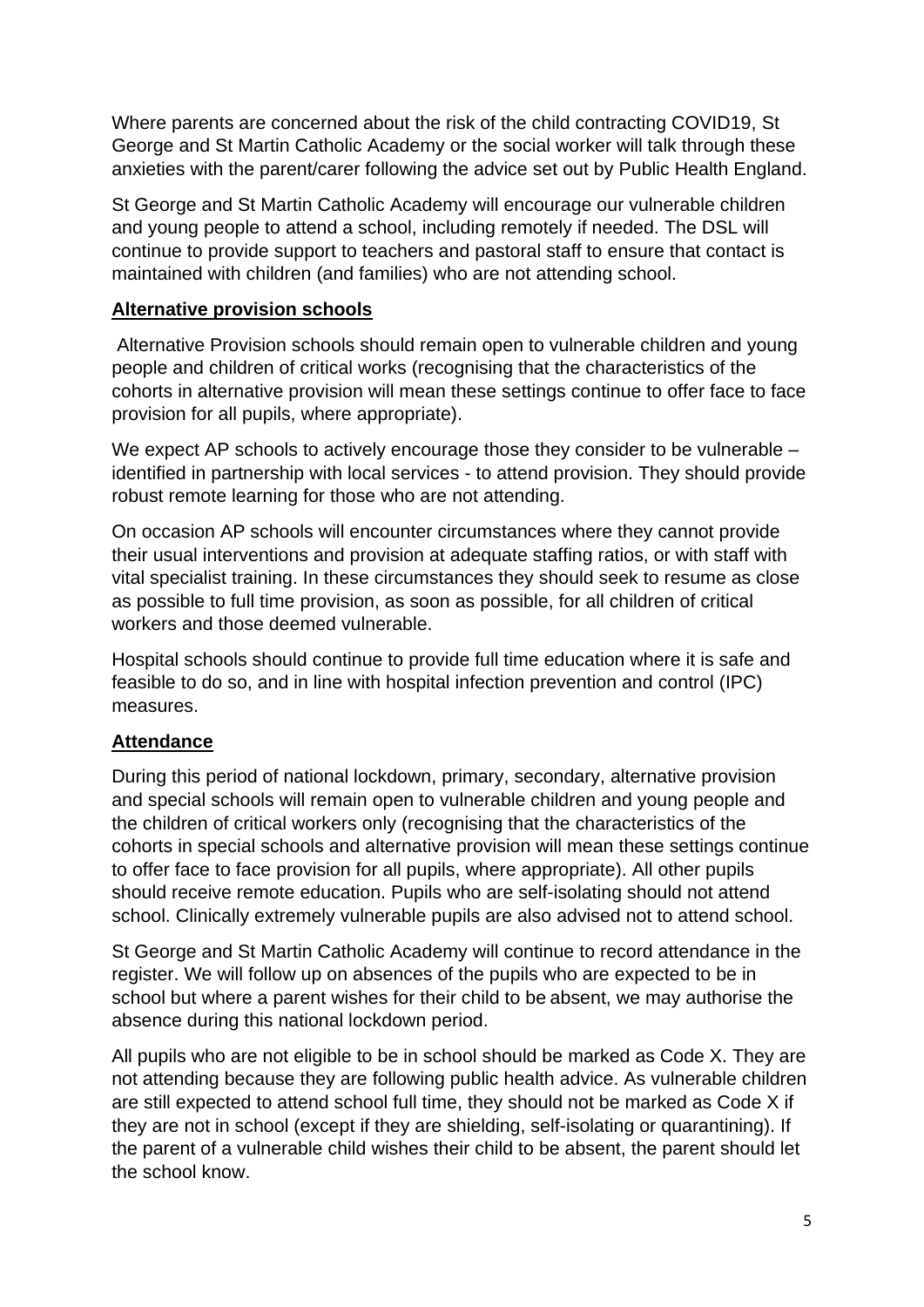Where parents are concerned about the risk of the child contracting COVID19, St George and St Martin Catholic Academy or the social worker will talk through these anxieties with the parent/carer following the advice set out by Public Health England.

St George and St Martin Catholic Academy will encourage our vulnerable children and young people to attend a school, including remotely if needed. The DSL will continue to provide support to teachers and pastoral staff to ensure that contact is maintained with children (and families) who are not attending school.

## Alternative provision schools

Alternative Provision schools should remain open to vulnerable children and young people and children of critical works (recognising that the characteristics of the cohorts in alternative provision will mean these settings continue to offer face to face provision for all pupils, where appropriate).

We expect AP schools to actively encourage those they consider to be vulnerable – identified in partnership with local services - to attend provision. They should provide robust remote learning for those who are not attending.

On occasion AP schools will encounter circumstances where they cannot provide their usual interventions and provision at adequate staffing ratios, or with staff with vital specialist training. In these circumstances they should seek to resume as close as possible to full time provision, as soon as possible, for all children of critical workers and those deemed vulnerable.

Hospital schools should continue to provide full time education where it is safe and feasible to do so, and in line with hospital infection prevention and control (IPC) measures.

## Attendance

During this period of national lockdown, primary, secondary, alternative provision and special schools will remain open to vulnerable children and young people and the children of critical workers only (recognising that the characteristics of the cohorts in special schools and alternative provision will mean these settings continue to offer face to face provision for all pupils, where appropriate). All other pupils should receive remote education. Pupils who are self-isolating should not attend school. Clinically extremely vulnerable pupils are also advised not to attend school.

St George and St Martin Catholic Academy will continue to record attendance in the register. We will follow up on absences of the pupils who are expected to be in school but where a parent wishes for their child to be absent, we may authorise the absence during this national lockdown period.

All pupils who are not eligible to be in school should be marked as Code X. They are not attending because they are following public health advice. As vulnerable children are still expected to attend school full time, they should not be marked as Code X if they are not in school (except if they are shielding, self-isolating or quarantining). If the parent of a vulnerable child wishes their child to be absent, the parent should let the school know.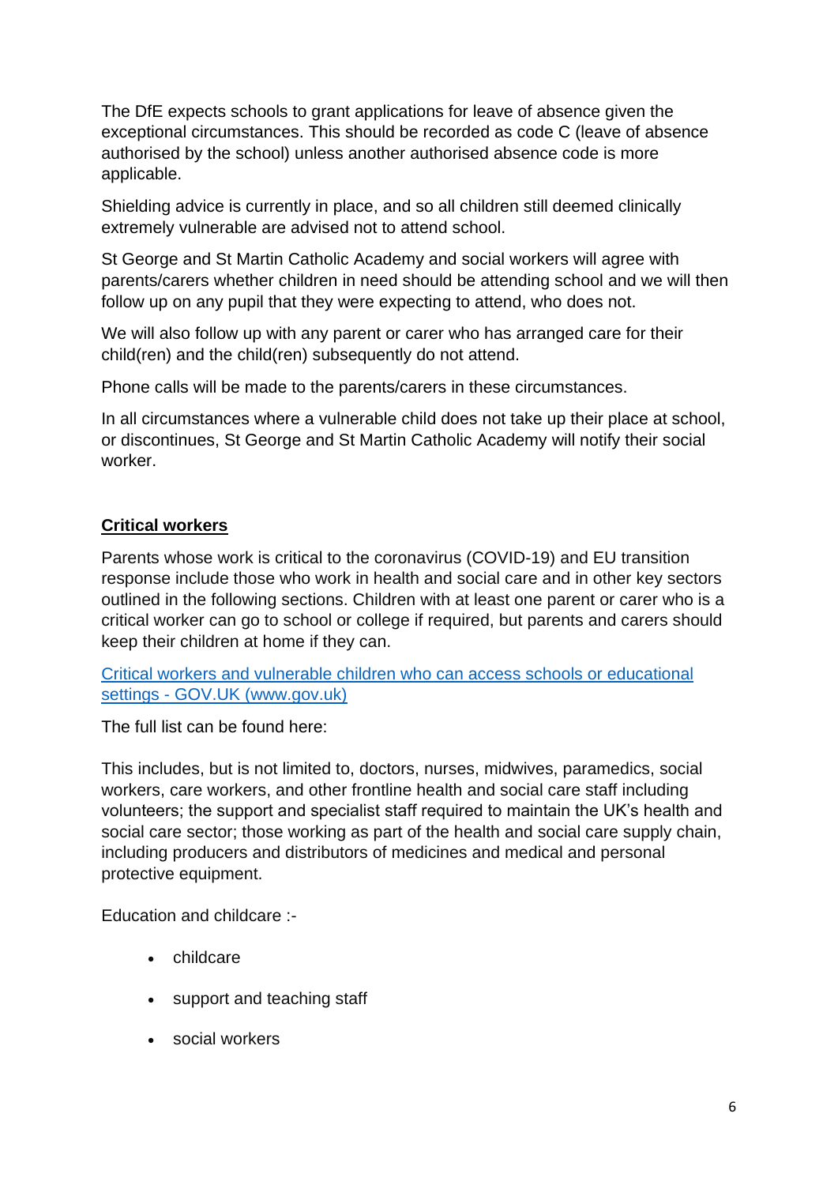The DfE expects schools to grant applications for leave of absence given the exceptional circumstances. This should be recorded as code C (leave of absence authorised by the school) unless another authorised absence code is more applicable.

Shielding advice is currently in place, and so all children still deemed clinically extremely vulnerable are advised not to attend school.

St George and St Martin Catholic Academy and social workers will agree with parents/carers whether children in need should be attending school and we will then follow up on any pupil that they were expecting to attend, who does not.

We will also follow up with any parent or carer who has arranged care for their child(ren) and the child(ren) subsequently do not attend.

Phone calls will be made to the parents/carers in these circumstances.

In all circumstances where a vulnerable child does not take up their place at school, or discontinues, St George and St Martin Catholic Academy will notify their social worker.

## Critical workers

Parents whose work is critical to the coronavirus (COVID-19) and EU transition response include those who work in health and social care and in other key sectors outlined in the following sections. Children with at least one parent or carer who is a critical worker can go to school or college if required, but parents and carers should keep their children at home if they can.

[Critical workers and vulnerable children who can access schools or educational settings - GOV.UK (www.gov.uk)]

The full list can be found here:

This includes, but is not limited to, doctors, nurses, midwives, paramedics, social workers, care workers, and other frontline health and social care staff including volunteers; the support and specialist staff required to maintain the UK's health and social care sector; those working as part of the health and social care supply chain, including producers and distributors of medicines and medical and personal protective equipment.

Education and childcare :-

- childcare
- support and teaching staff
- social workers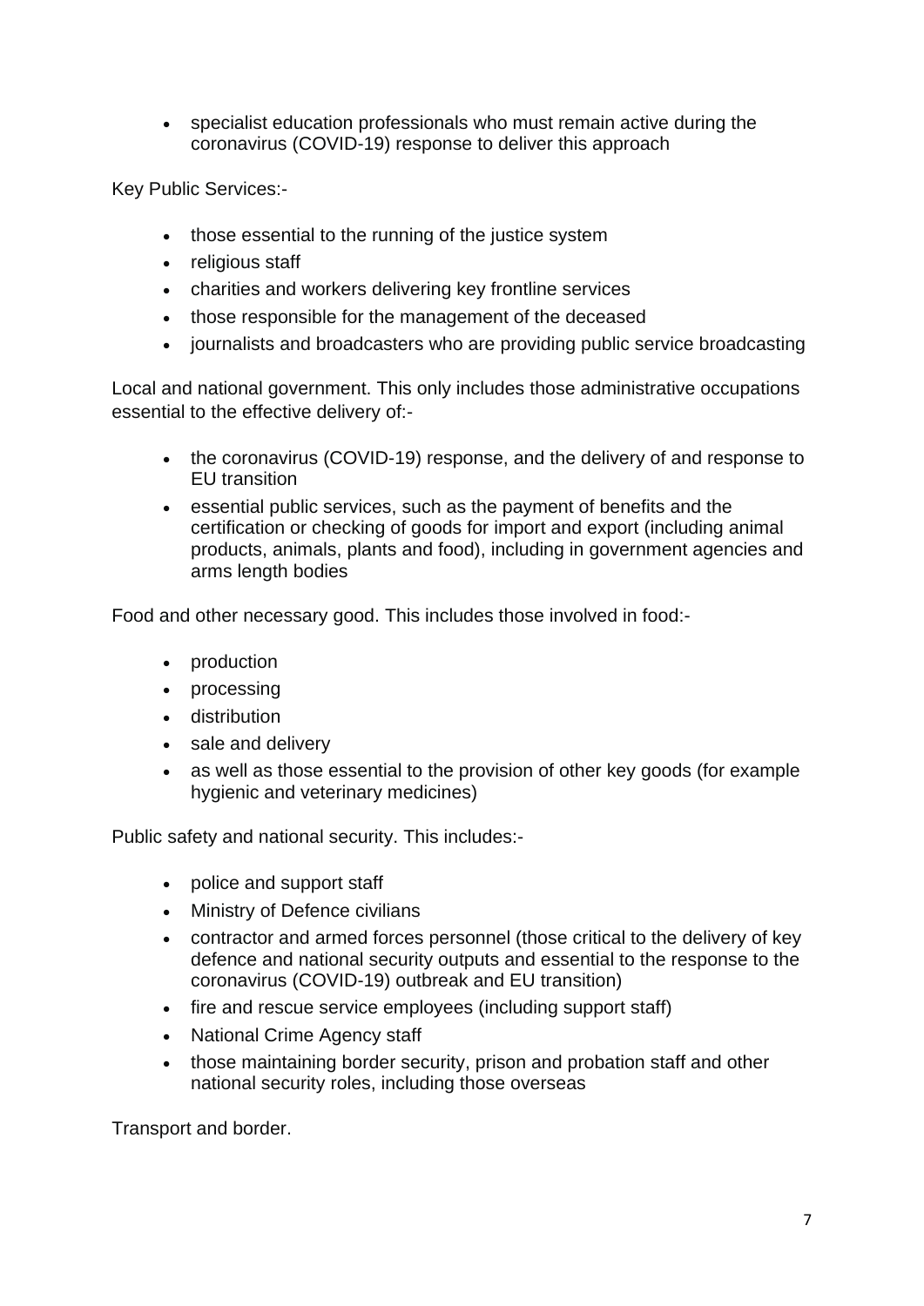- specialist education professionals who must remain active during the coronavirus (COVID-19) response to deliver this approach

Key Public Services:-

- those essential to the running of the justice system
- religious staff
- charities and workers delivering key frontline services
- those responsible for the management of the deceased
- journalists and broadcasters who are providing public service broadcasting

Local and national government. This only includes those administrative occupations essential to the effective delivery of:-

- the coronavirus (COVID-19) response, and the delivery of and response to EU transition
- essential public services, such as the payment of benefits and the certification or checking of goods for import and export (including animal products, animals, plants and food), including in government agencies and arms length bodies

Food and other necessary good. This includes those involved in food:-

- production
- processing
- distribution
- sale and delivery
- as well as those essential to the provision of other key goods (for example hygienic and veterinary medicines)

Public safety and national security. This includes:-

- police and support staff
- Ministry of Defence civilians
- contractor and armed forces personnel (those critical to the delivery of key defence and national security outputs and essential to the response to the coronavirus (COVID-19) outbreak and EU transition)
- fire and rescue service employees (including support staff)
- National Crime Agency staff
- those maintaining border security, prison and probation staff and other national security roles, including those overseas

Transport and border.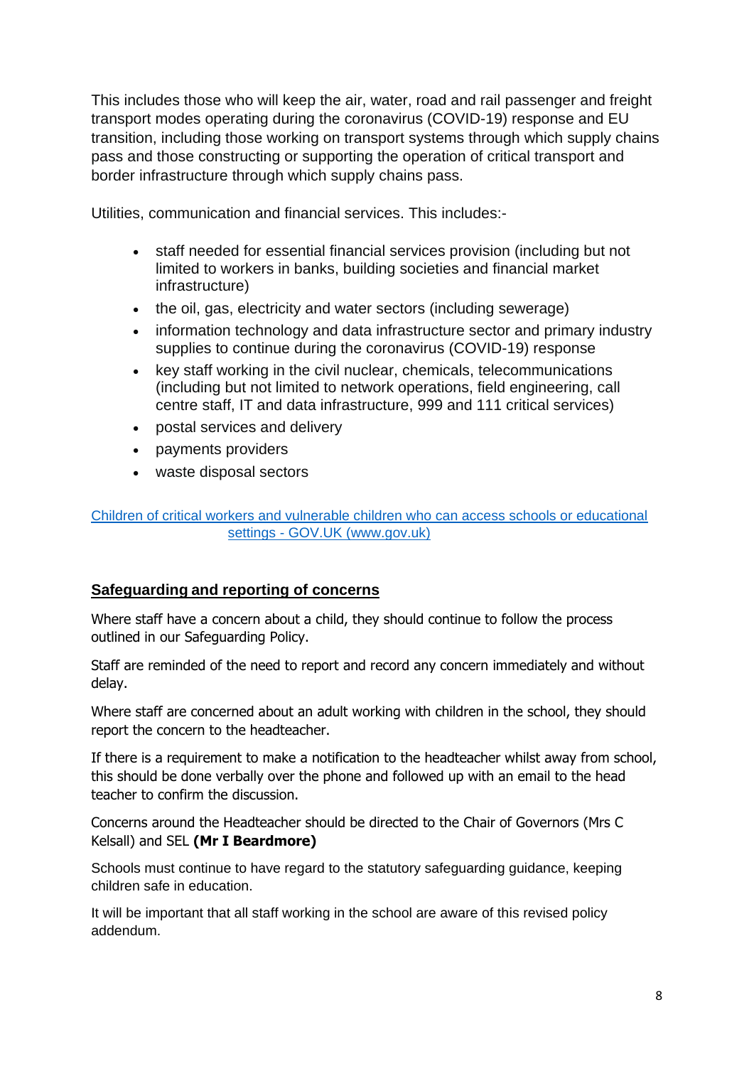This includes those who will keep the air, water, road and rail passenger and freight transport modes operating during the coronavirus (COVID-19) response and EU transition, including those working on transport systems through which supply chains pass and those constructing or supporting the operation of critical transport and border infrastructure through which supply chains pass.

Utilities, communication and financial services. This includes:-

- staff needed for essential financial services provision (including but not limited to workers in banks, building societies and financial market infrastructure)
- the oil, gas, electricity and water sectors (including sewerage)
- information technology and data infrastructure sector and primary industry supplies to continue during the coronavirus (COVID-19) response
- key staff working in the civil nuclear, chemicals, telecommunications (including but not limited to network operations, field engineering, call centre staff, IT and data infrastructure, 999 and 111 critical services)
- postal services and delivery
- payments providers
- waste disposal sectors

[Children of critical workers and vulnerable children who can access schools or educational settings - GOV.UK (www.gov.uk)]

## Safeguarding and reporting of concerns

Where staff have a concern about a child, they should continue to follow the process outlined in our Safeguarding Policy.

Staff are reminded of the need to report and record any concern immediately and without delay.

Where staff are concerned about an adult working with children in the school, they should report the concern to the headteacher.

If there is a requirement to make a notification to the headteacher whilst away from school, this should be done verbally over the phone and followed up with an email to the head teacher to confirm the discussion.

Concerns around the Headteacher should be directed to the Chair of Governors (Mrs C Kelsall) and SEL **(Mr I Beardmore)**

Schools must continue to have regard to the statutory safeguarding guidance, keeping children safe in education.

It will be important that all staff working in the school are aware of this revised policy addendum.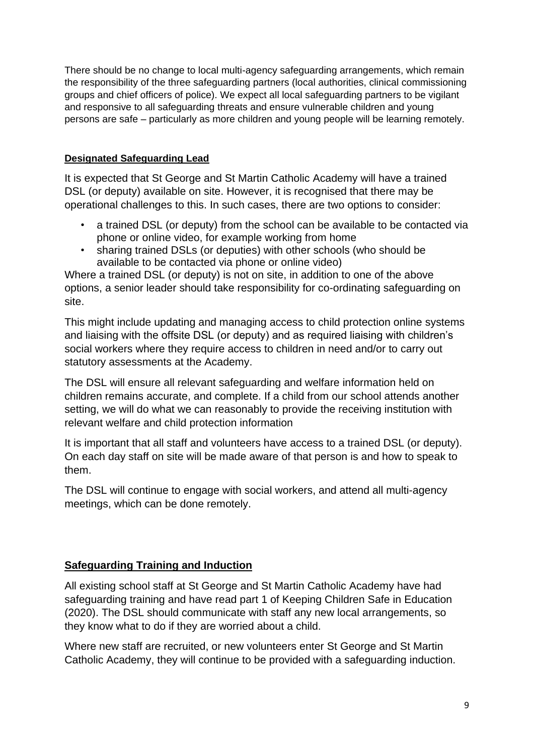There should be no change to local multi-agency safeguarding arrangements, which remain the responsibility of the three safeguarding partners (local authorities, clinical commissioning groups and chief officers of police). We expect all local safeguarding partners to be vigilant and responsive to all safeguarding threats and ensure vulnerable children and young persons are safe – particularly as more children and young people will be learning remotely.

**Designated Safeguarding Lead**

It is expected that St George and St Martin Catholic Academy will have a trained DSL (or deputy) available on site. However, it is recognised that there may be operational challenges to this. In such cases, there are two options to consider:

- a trained DSL (or deputy) from the school can be available to be contacted via phone or online video, for example working from home
- sharing trained DSLs (or deputies) with other schools (who should be available to be contacted via phone or online video)

Where a trained DSL (or deputy) is not on site, in addition to one of the above options, a senior leader should take responsibility for co-ordinating safeguarding on site.

This might include updating and managing access to child protection online systems and liaising with the offsite DSL (or deputy) and as required liaising with children's social workers where they require access to children in need and/or to carry out statutory assessments at the Academy.

The DSL will ensure all relevant safeguarding and welfare information held on children remains accurate, and complete. If a child from our school attends another setting, we will do what we can reasonably to provide the receiving institution with relevant welfare and child protection information

It is important that all staff and volunteers have access to a trained DSL (or deputy). On each day staff on site will be made aware of that person is and how to speak to them.

The DSL will continue to engage with social workers, and attend all multi-agency meetings, which can be done remotely.

**Safeguarding Training and Induction**

All existing school staff at St George and St Martin Catholic Academy have had safeguarding training and have read part 1 of Keeping Children Safe in Education (2020). The DSL should communicate with staff any new local arrangements, so they know what to do if they are worried about a child.

Where new staff are recruited, or new volunteers enter St George and St Martin Catholic Academy, they will continue to be provided with a safeguarding induction.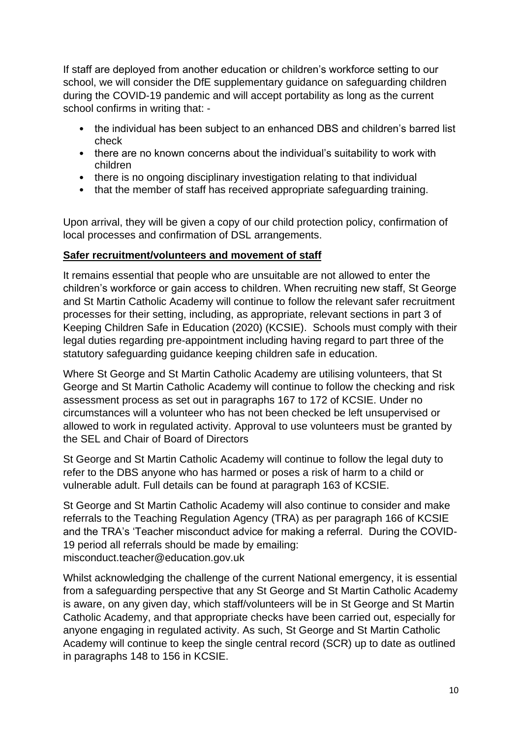If staff are deployed from another education or children's workforce setting to our school, we will consider the DfE supplementary guidance on safeguarding children during the COVID-19 pandemic and will accept portability as long as the current school confirms in writing that: -

- the individual has been subject to an enhanced DBS and children's barred list check
- there are no known concerns about the individual's suitability to work with children
- there is no ongoing disciplinary investigation relating to that individual
- that the member of staff has received appropriate safeguarding training.

Upon arrival, they will be given a copy of our child protection policy, confirmation of local processes and confirmation of DSL arrangements.

**Safer recruitment/volunteers and movement of staff**

It remains essential that people who are unsuitable are not allowed to enter the children's workforce or gain access to children. When recruiting new staff, St George and St Martin Catholic Academy will continue to follow the relevant safer recruitment processes for their setting, including, as appropriate, relevant sections in part 3 of Keeping Children Safe in Education (2020) (KCSIE). Schools must comply with their legal duties regarding pre-appointment including having regard to part three of the statutory safeguarding guidance keeping children safe in education.

Where St George and St Martin Catholic Academy are utilising volunteers, that St George and St Martin Catholic Academy will continue to follow the checking and risk assessment process as set out in paragraphs 167 to 172 of KCSIE. Under no circumstances will a volunteer who has not been checked be left unsupervised or allowed to work in regulated activity. Approval to use volunteers must be granted by the SEL and Chair of Board of Directors

St George and St Martin Catholic Academy will continue to follow the legal duty to refer to the DBS anyone who has harmed or poses a risk of harm to a child or vulnerable adult. Full details can be found at paragraph 163 of KCSIE.

St George and St Martin Catholic Academy will also continue to consider and make referrals to the Teaching Regulation Agency (TRA) as per paragraph 166 of KCSIE and the TRA's 'Teacher misconduct advice for making a referral. During the COVID-19 period all referrals should be made by emailing: misconduct.teacher@education.gov.uk

Whilst acknowledging the challenge of the current National emergency, it is essential from a safeguarding perspective that any St George and St Martin Catholic Academy is aware, on any given day, which staff/volunteers will be in St George and St Martin Catholic Academy, and that appropriate checks have been carried out, especially for anyone engaging in regulated activity. As such, St George and St Martin Catholic Academy will continue to keep the single central record (SCR) up to date as outlined in paragraphs 148 to 156 in KCSIE.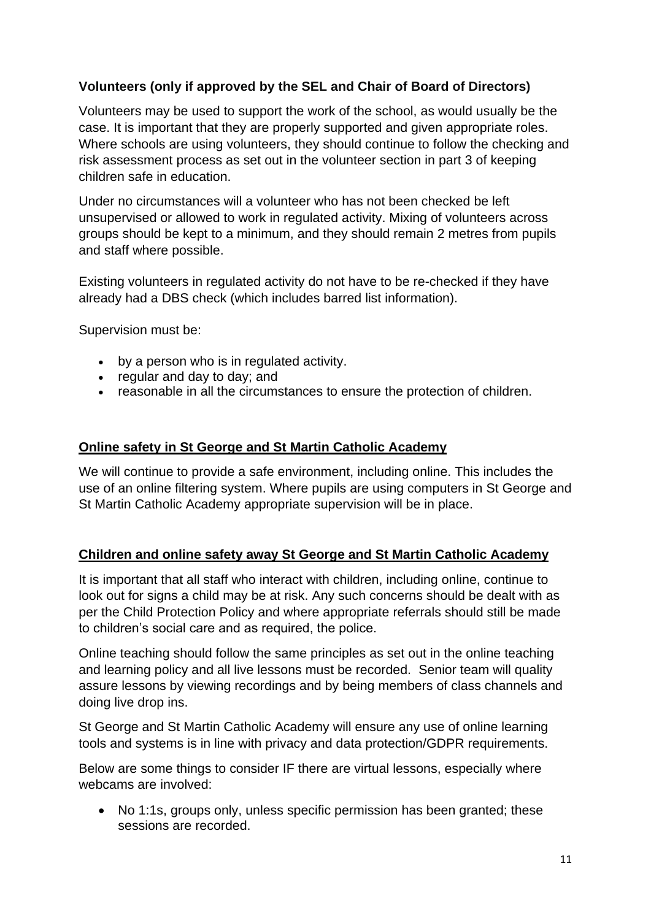### Volunteers (only if approved by the SEL and Chair of Board of Directors)

Volunteers may be used to support the work of the school, as would usually be the case. It is important that they are properly supported and given appropriate roles. Where schools are using volunteers, they should continue to follow the checking and risk assessment process as set out in the volunteer section in part 3 of keeping children safe in education.

Under no circumstances will a volunteer who has not been checked be left unsupervised or allowed to work in regulated activity. Mixing of volunteers across groups should be kept to a minimum, and they should remain 2 metres from pupils and staff where possible.

Existing volunteers in regulated activity do not have to be re-checked if they have already had a DBS check (which includes barred list information).

Supervision must be:

- by a person who is in regulated activity.
- regular and day to day; and
- reasonable in all the circumstances to ensure the protection of children.

## Online safety in St George and St Martin Catholic Academy

We will continue to provide a safe environment, including online. This includes the use of an online filtering system. Where pupils are using computers in St George and St Martin Catholic Academy appropriate supervision will be in place.

## Children and online safety away St George and St Martin Catholic Academy

It is important that all staff who interact with children, including online, continue to look out for signs a child may be at risk. Any such concerns should be dealt with as per the Child Protection Policy and where appropriate referrals should still be made to children's social care and as required, the police.

Online teaching should follow the same principles as set out in the online teaching and learning policy and all live lessons must be recorded. Senior team will quality assure lessons by viewing recordings and by being members of class channels and doing live drop ins.

St George and St Martin Catholic Academy will ensure any use of online learning tools and systems is in line with privacy and data protection/GDPR requirements.

Below are some things to consider IF there are virtual lessons, especially where webcams are involved:

- No 1:1s, groups only, unless specific permission has been granted; these sessions are recorded.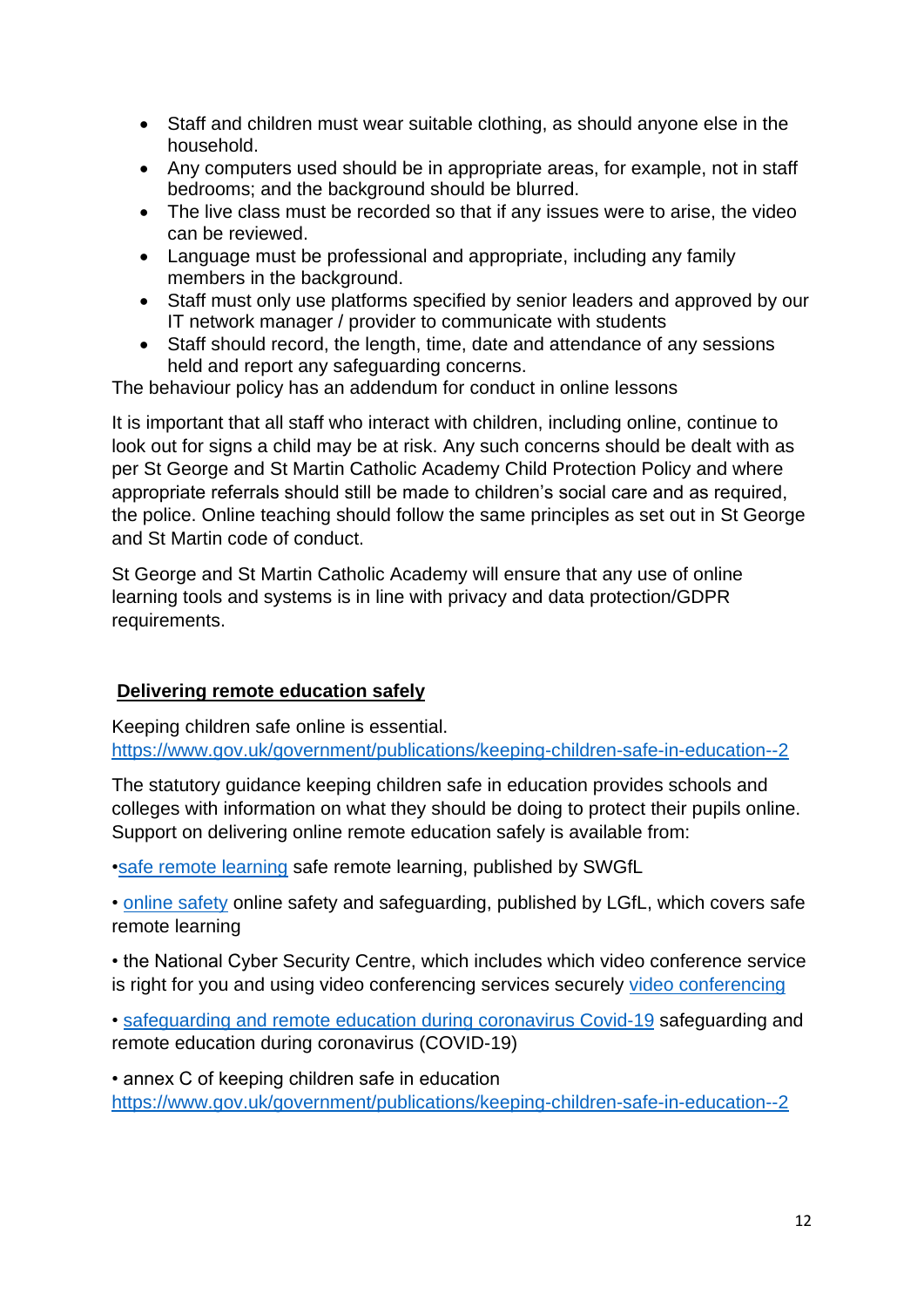- Staff and children must wear suitable clothing, as should anyone else in the household.
- Any computers used should be in appropriate areas, for example, not in staff bedrooms; and the background should be blurred.
- The live class must be recorded so that if any issues were to arise, the video can be reviewed.
- Language must be professional and appropriate, including any family members in the background.
- Staff must only use platforms specified by senior leaders and approved by our IT network manager / provider to communicate with students
- Staff should record, the length, time, date and attendance of any sessions held and report any safeguarding concerns.

The behaviour policy has an addendum for conduct in online lessons

It is important that all staff who interact with children, including online, continue to look out for signs a child may be at risk. Any such concerns should be dealt with as per St George and St Martin Catholic Academy Child Protection Policy and where appropriate referrals should still be made to children's social care and as required, the police. Online teaching should follow the same principles as set out in St George and St Martin code of conduct.

St George and St Martin Catholic Academy will ensure that any use of online learning tools and systems is in line with privacy and data protection/GDPR requirements.

## Delivering remote education safely

Keeping children safe online is essential.
https://www.gov.uk/government/publications/keeping-children-safe-in-education--2

The statutory guidance keeping children safe in education provides schools and colleges with information on what they should be doing to protect their pupils online. Support on delivering online remote education safely is available from:

•safe remote learning safe remote learning, published by SWGfL

• online safety online safety and safeguarding, published by LGfL, which covers safe remote learning

• the National Cyber Security Centre, which includes which video conference service is right for you and using video conferencing services securely video conferencing

• safeguarding and remote education during coronavirus Covid-19 safeguarding and remote education during coronavirus (COVID-19)

• annex C of keeping children safe in education
https://www.gov.uk/government/publications/keeping-children-safe-in-education--2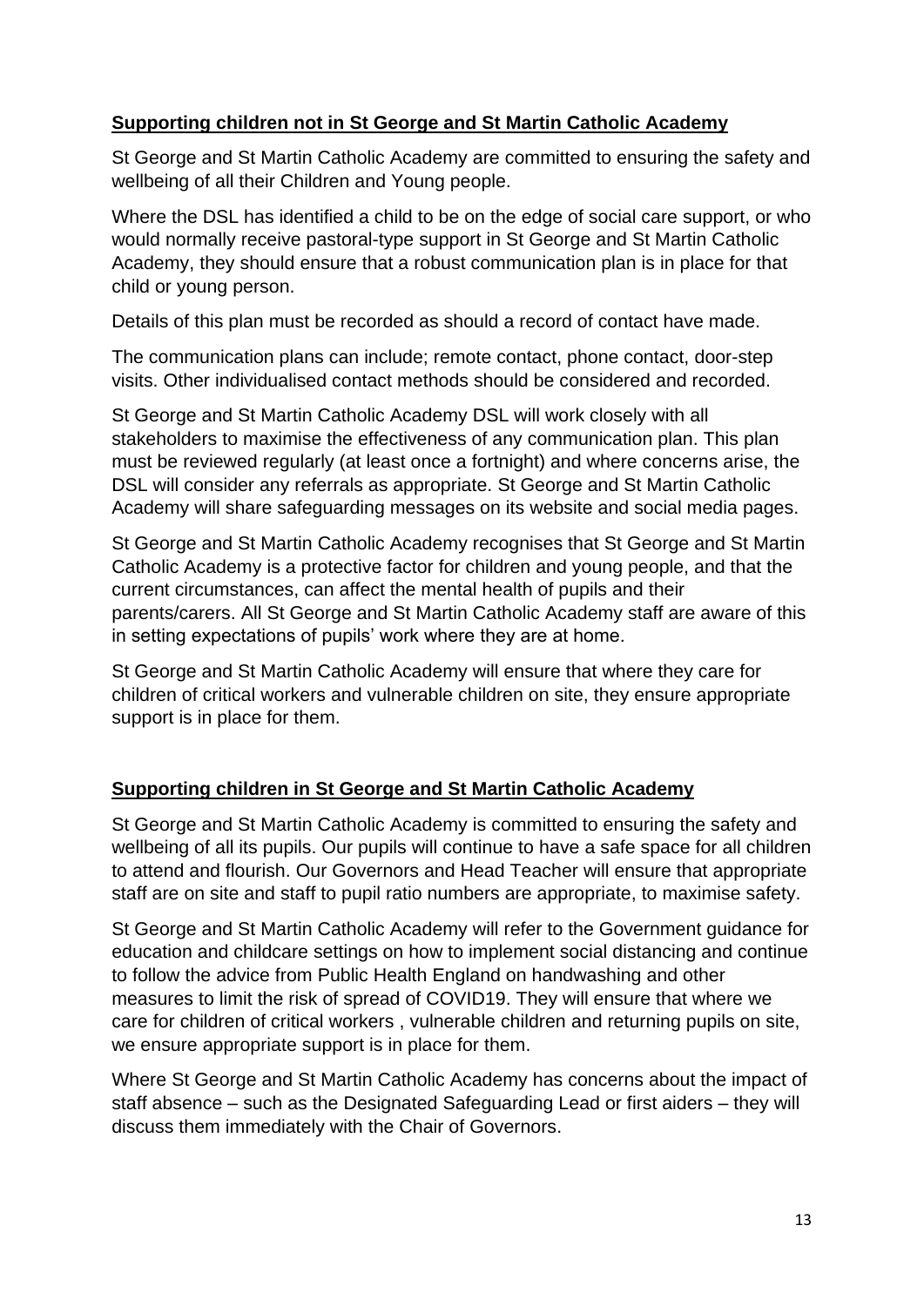## Supporting children not in St George and St Martin Catholic Academy

St George and St Martin Catholic Academy are committed to ensuring the safety and wellbeing of all their Children and Young people.

Where the DSL has identified a child to be on the edge of social care support, or who would normally receive pastoral-type support in St George and St Martin Catholic Academy, they should ensure that a robust communication plan is in place for that child or young person.

Details of this plan must be recorded as should a record of contact have made.

The communication plans can include; remote contact, phone contact, door-step visits. Other individualised contact methods should be considered and recorded.

St George and St Martin Catholic Academy DSL will work closely with all stakeholders to maximise the effectiveness of any communication plan. This plan must be reviewed regularly (at least once a fortnight) and where concerns arise, the DSL will consider any referrals as appropriate. St George and St Martin Catholic Academy will share safeguarding messages on its website and social media pages.

St George and St Martin Catholic Academy recognises that St George and St Martin Catholic Academy is a protective factor for children and young people, and that the current circumstances, can affect the mental health of pupils and their parents/carers. All St George and St Martin Catholic Academy staff are aware of this in setting expectations of pupils' work where they are at home.

St George and St Martin Catholic Academy will ensure that where they care for children of critical workers and vulnerable children on site, they ensure appropriate support is in place for them.

## Supporting children in St George and St Martin Catholic Academy

St George and St Martin Catholic Academy is committed to ensuring the safety and wellbeing of all its pupils. Our pupils will continue to have a safe space for all children to attend and flourish. Our Governors and Head Teacher will ensure that appropriate staff are on site and staff to pupil ratio numbers are appropriate, to maximise safety.

St George and St Martin Catholic Academy will refer to the Government guidance for education and childcare settings on how to implement social distancing and continue to follow the advice from Public Health England on handwashing and other measures to limit the risk of spread of COVID19. They will ensure that where we care for children of critical workers , vulnerable children and returning pupils on site, we ensure appropriate support is in place for them.

Where St George and St Martin Catholic Academy has concerns about the impact of staff absence – such as the Designated Safeguarding Lead or first aiders – they will discuss them immediately with the Chair of Governors.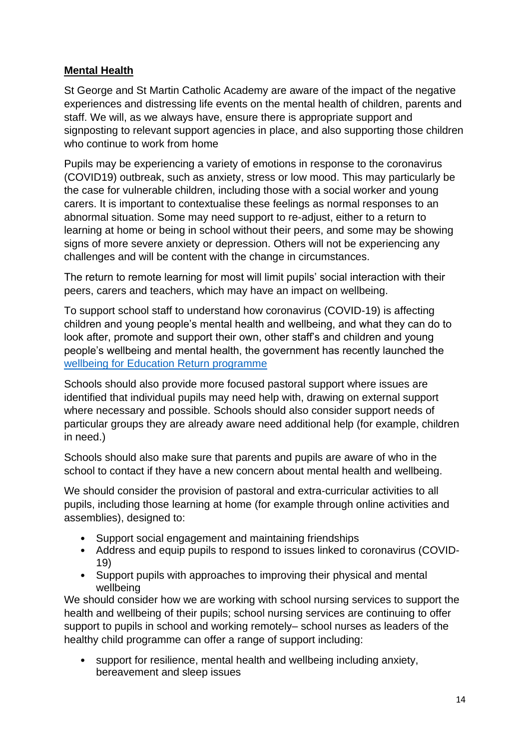**Mental Health**

St George and St Martin Catholic Academy are aware of the impact of the negative experiences and distressing life events on the mental health of children, parents and staff. We will, as we always have, ensure there is appropriate support and signposting to relevant support agencies in place, and also supporting those children who continue to work from home

Pupils may be experiencing a variety of emotions in response to the coronavirus (COVID19) outbreak, such as anxiety, stress or low mood. This may particularly be the case for vulnerable children, including those with a social worker and young carers. It is important to contextualise these feelings as normal responses to an abnormal situation. Some may need support to re-adjust, either to a return to learning at home or being in school without their peers, and some may be showing signs of more severe anxiety or depression. Others will not be experiencing any challenges and will be content with the change in circumstances.

The return to remote learning for most will limit pupils' social interaction with their peers, carers and teachers, which may have an impact on wellbeing.

To support school staff to understand how coronavirus (COVID-19) is affecting children and young people's mental health and wellbeing, and what they can do to look after, promote and support their own, other staff's and children and young people's wellbeing and mental health, the government has recently launched the [wellbeing for Education Return programme]

Schools should also provide more focused pastoral support where issues are identified that individual pupils may need help with, drawing on external support where necessary and possible. Schools should also consider support needs of particular groups they are already aware need additional help (for example, children in need.)

Schools should also make sure that parents and pupils are aware of who in the school to contact if they have a new concern about mental health and wellbeing.

We should consider the provision of pastoral and extra-curricular activities to all pupils, including those learning at home (for example through online activities and assemblies), designed to:

- Support social engagement and maintaining friendships
- Address and equip pupils to respond to issues linked to coronavirus (COVID-19)
- Support pupils with approaches to improving their physical and mental wellbeing

We should consider how we are working with school nursing services to support the health and wellbeing of their pupils; school nursing services are continuing to offer support to pupils in school and working remotely– school nurses as leaders of the healthy child programme can offer a range of support including:

- support for resilience, mental health and wellbeing including anxiety, bereavement and sleep issues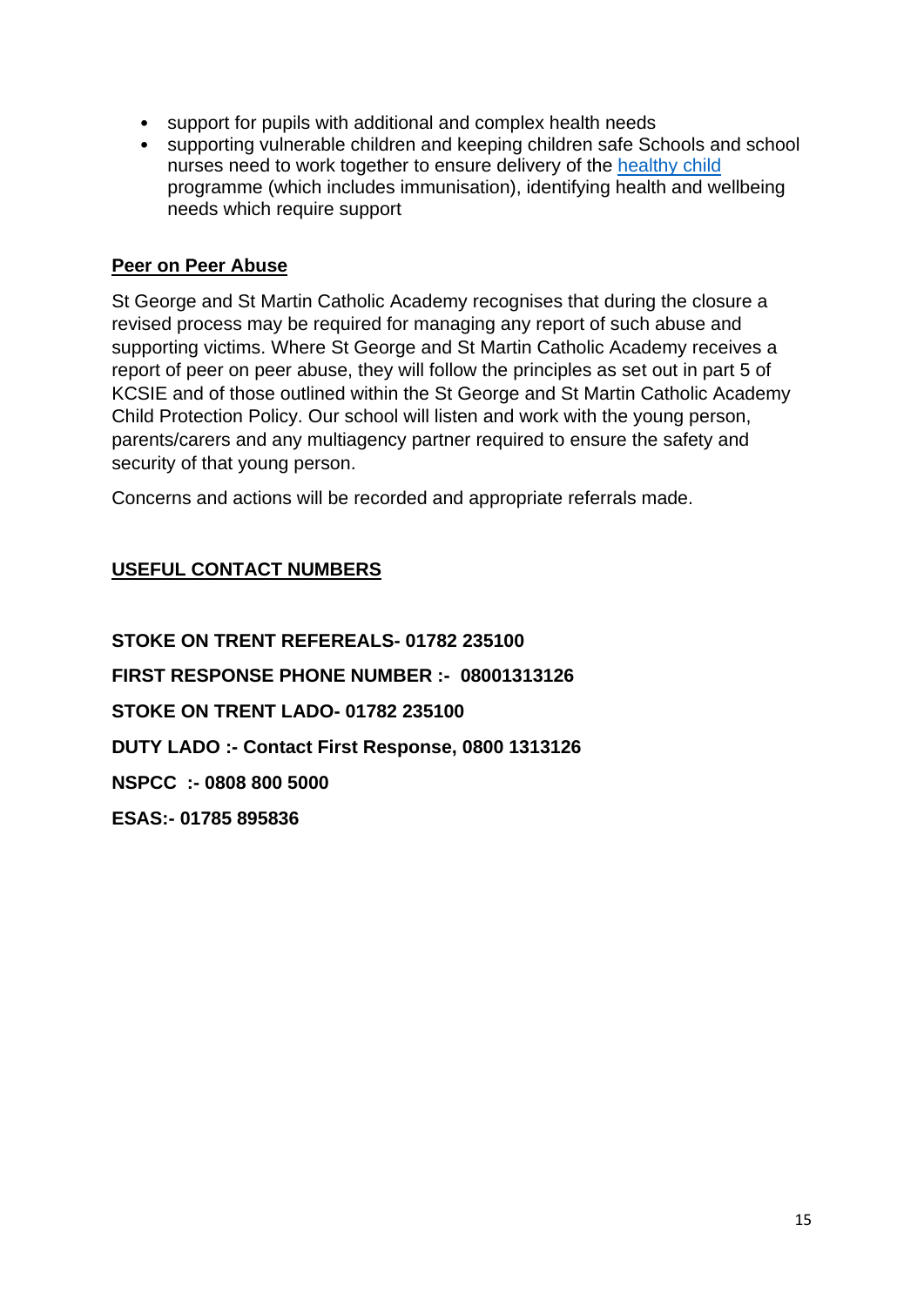- support for pupils with additional and complex health needs
- supporting vulnerable children and keeping children safe Schools and school nurses need to work together to ensure delivery of the [healthy child](healthy child) programme (which includes immunisation), identifying health and wellbeing needs which require support

## **Peer on Peer Abuse**

St George and St Martin Catholic Academy recognises that during the closure a revised process may be required for managing any report of such abuse and supporting victims. Where St George and St Martin Catholic Academy receives a report of peer on peer abuse, they will follow the principles as set out in part 5 of KCSIE and of those outlined within the St George and St Martin Catholic Academy Child Protection Policy. Our school will listen and work with the young person, parents/carers and any multiagency partner required to ensure the safety and security of that young person.

Concerns and actions will be recorded and appropriate referrals made.

## **USEFUL CONTACT NUMBERS**

**STOKE ON TRENT REFEREALS- 01782 235100**

**FIRST RESPONSE PHONE NUMBER :- 08001313126**

**STOKE ON TRENT LADO- 01782 235100**

**DUTY LADO :- Contact First Response, 0800 1313126**

**NSPCC :- 0808 800 5000**

**ESAS:- 01785 895836**